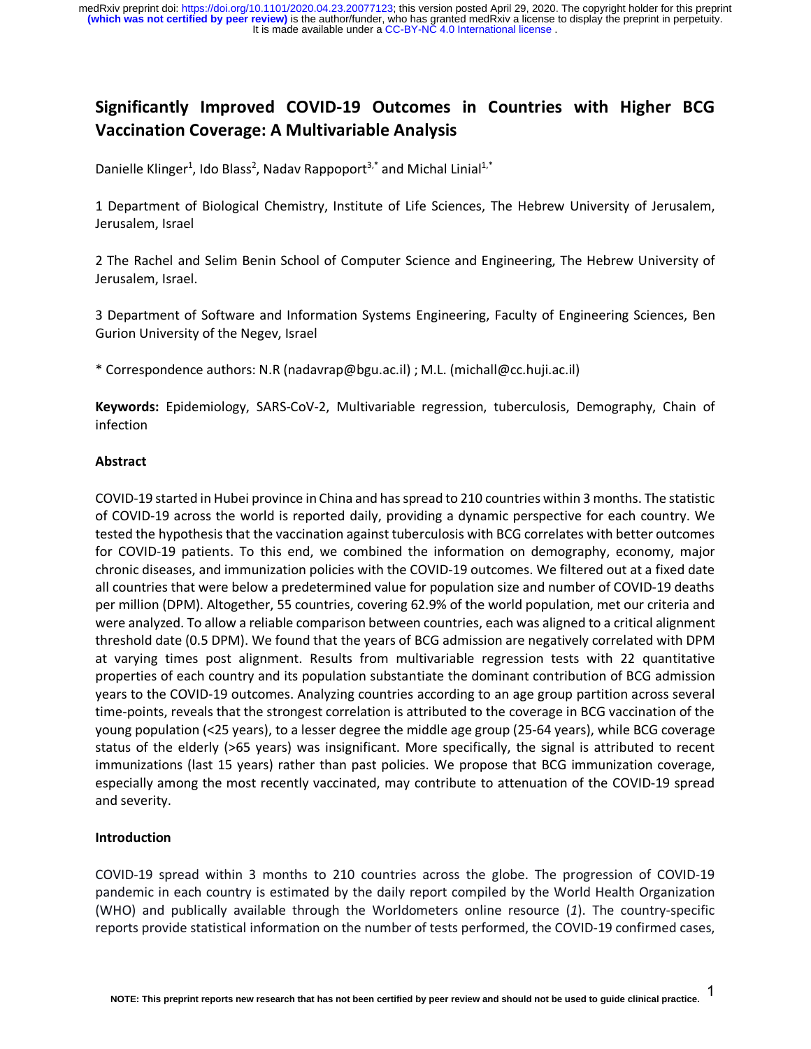# Significantly Improved COVID-19 Outcomes in Countries with Higher BCG Vaccination Coverage: A Multivariable Analysis

Danielle Klinger[1], Ido Blass[2], Nadav Rappoport[3,*] and Michal Linial[1,*]

1 Department of Biological Chemistry, Institute of Life Sciences, The Hebrew University of Jerusalem, Jerusalem, Israel

2 The Rachel and Selim Benin School of Computer Science and Engineering, The Hebrew University of Jerusalem, Israel.

3 Department of Software and Information Systems Engineering, Faculty of Engineering Sciences, Ben Gurion University of the Negev, Israel

* Correspondence authors: N.R (nadavrap@bgu.ac.il) ; M.L. (michall@cc.huji.ac.il)

**Keywords:** Epidemiology, SARS-CoV-2, Multivariable regression, tuberculosis, Demography, Chain of infection

## Abstract

COVID-19 started in Hubei province in China and has spread to 210 countries within 3 months. The statistic of COVID-19 across the world is reported daily, providing a dynamic perspective for each country. We tested the hypothesis that the vaccination against tuberculosis with BCG correlates with better outcomes for COVID-19 patients. To this end, we combined the information on demography, economy, major chronic diseases, and immunization policies with the COVID-19 outcomes. We filtered out at a fixed date all countries that were below a predetermined value for population size and number of COVID-19 deaths per million (DPM). Altogether, 55 countries, covering 62.9% of the world population, met our criteria and were analyzed. To allow a reliable comparison between countries, each was aligned to a critical alignment threshold date (0.5 DPM). We found that the years of BCG admission are negatively correlated with DPM at varying times post alignment. Results from multivariable regression tests with 22 quantitative properties of each country and its population substantiate the dominant contribution of BCG admission years to the COVID-19 outcomes. Analyzing countries according to an age group partition across several time-points, reveals that the strongest correlation is attributed to the coverage in BCG vaccination of the young population (<25 years), to a lesser degree the middle age group (25-64 years), while BCG coverage status of the elderly (>65 years) was insignificant. More specifically, the signal is attributed to recent immunizations (last 15 years) rather than past policies. We propose that BCG immunization coverage, especially among the most recently vaccinated, may contribute to attenuation of the COVID-19 spread and severity.

## Introduction

COVID-19 spread within 3 months to 210 countries across the globe. The progression of COVID-19 pandemic in each country is estimated by the daily report compiled by the World Health Organization (WHO) and publically available through the Worldometers online resource (*1*). The country-specific reports provide statistical information on the number of tests performed, the COVID-19 confirmed cases,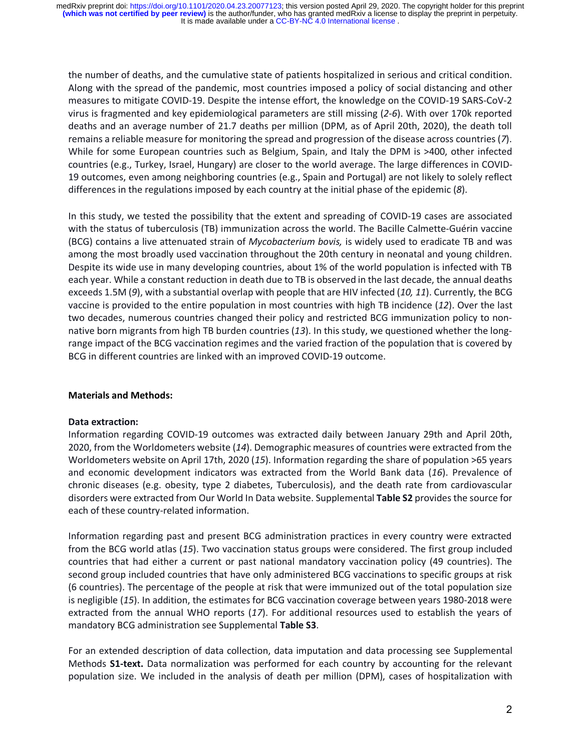the number of deaths, and the cumulative state of patients hospitalized in serious and critical condition. Along with the spread of the pandemic, most countries imposed a policy of social distancing and other measures to mitigate COVID-19. Despite the intense effort, the knowledge on the COVID-19 SARS-CoV-2 virus is fragmented and key epidemiological parameters are still missing (*2-6*). With over 170k reported deaths and an average number of 21.7 deaths per million (DPM, as of April 20th, 2020), the death toll remains a reliable measure for monitoring the spread and progression of the disease across countries (*7*). While for some European countries such as Belgium, Spain, and Italy the DPM is >400, other infected countries (e.g., Turkey, Israel, Hungary) are closer to the world average. The large differences in COVID-19 outcomes, even among neighboring countries (e.g., Spain and Portugal) are not likely to solely reflect differences in the regulations imposed by each country at the initial phase of the epidemic (*8*).

In this study, we tested the possibility that the extent and spreading of COVID-19 cases are associated with the status of tuberculosis (TB) immunization across the world. The Bacille Calmette-Guérin vaccine (BCG) contains a live attenuated strain of *Mycobacterium bovis,* is widely used to eradicate TB and was among the most broadly used vaccination throughout the 20th century in neonatal and young children. Despite its wide use in many developing countries, about 1% of the world population is infected with TB each year. While a constant reduction in death due to TB is observed in the last decade, the annual deaths exceeds 1.5M (*9*), with a substantial overlap with people that are HIV infected (*10, 11*). Currently, the BCG vaccine is provided to the entire population in most countries with high TB incidence (*12*). Over the last two decades, numerous countries changed their policy and restricted BCG immunization policy to non-native born migrants from high TB burden countries (*13*). In this study, we questioned whether the long-range impact of the BCG vaccination regimes and the varied fraction of the population that is covered by BCG in different countries are linked with an improved COVID-19 outcome.

## Materials and Methods:

### Data extraction:

Information regarding COVID-19 outcomes was extracted daily between January 29th and April 20th, 2020, from the Worldometers website (*14*). Demographic measures of countries were extracted from the Worldometers website on April 17th, 2020 (*15*). Information regarding the share of population >65 years and economic development indicators was extracted from the World Bank data (*16*). Prevalence of chronic diseases (e.g. obesity, type 2 diabetes, Tuberculosis), and the death rate from cardiovascular disorders were extracted from Our World In Data website. Supplemental **Table S2** provides the source for each of these country-related information.

Information regarding past and present BCG administration practices in every country were extracted from the BCG world atlas (*15*). Two vaccination status groups were considered. The first group included countries that had either a current or past national mandatory vaccination policy (49 countries). The second group included countries that have only administered BCG vaccinations to specific groups at risk (6 countries). The percentage of the people at risk that were immunized out of the total population size is negligible (*15*). In addition, the estimates for BCG vaccination coverage between years 1980-2018 were extracted from the annual WHO reports (*17*). For additional resources used to establish the years of mandatory BCG administration see Supplemental **Table S3**.

For an extended description of data collection, data imputation and data processing see Supplemental Methods **S1-text.** Data normalization was performed for each country by accounting for the relevant population size. We included in the analysis of death per million (DPM), cases of hospitalization with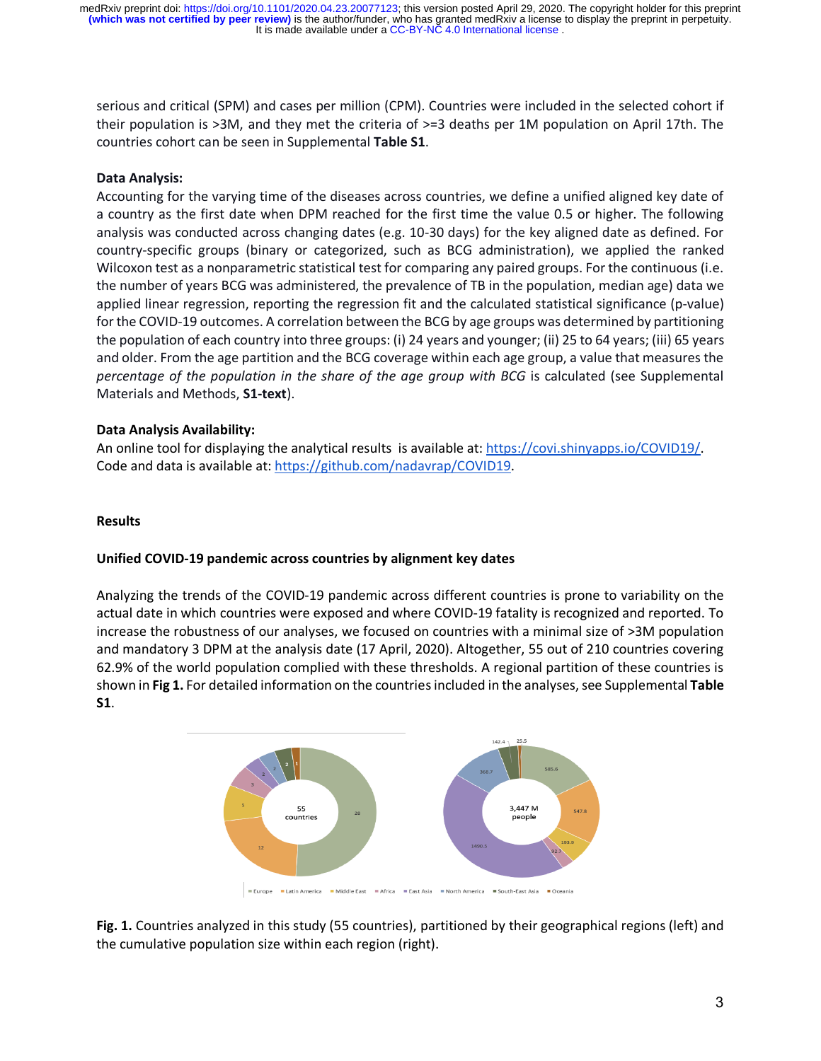serious and critical (SPM) and cases per million (CPM). Countries were included in the selected cohort if their population is >3M, and they met the criteria of >=3 deaths per 1M population on April 17th. The countries cohort can be seen in Supplemental **Table S1**.

**Data Analysis:**

Accounting for the varying time of the diseases across countries, we define a unified aligned key date of a country as the first date when DPM reached for the first time the value 0.5 or higher. The following analysis was conducted across changing dates (e.g. 10-30 days) for the key aligned date as defined. For country-specific groups (binary or categorized, such as BCG administration), we applied the ranked Wilcoxon test as a nonparametric statistical test for comparing any paired groups. For the continuous (i.e. the number of years BCG was administered, the prevalence of TB in the population, median age) data we applied linear regression, reporting the regression fit and the calculated statistical significance (p-value) for the COVID-19 outcomes. A correlation between the BCG by age groups was determined by partitioning the population of each country into three groups: (i) 24 years and younger; (ii) 25 to 64 years; (iii) 65 years and older. From the age partition and the BCG coverage within each age group, a value that measures the *percentage of the population in the share of the age group with BCG* is calculated (see Supplemental Materials and Methods, **S1-text**).

**Data Analysis Availability:**

An online tool for displaying the analytical results is available at: https://covi.shinyapps.io/COVID19/.
Code and data is available at: https://github.com/nadavrap/COVID19.

## Results

### Unified COVID-19 pandemic across countries by alignment key dates

Analyzing the trends of the COVID-19 pandemic across different countries is prone to variability on the actual date in which countries were exposed and where COVID-19 fatality is recognized and reported. To increase the robustness of our analyses, we focused on countries with a minimal size of >3M population and mandatory 3 DPM at the analysis date (17 April, 2020). Altogether, 55 out of 210 countries covering 62.9% of the world population complied with these thresholds. A regional partition of these countries is shown in **Fig 1.** For detailed information on the countries included in the analyses, see Supplemental **Table S1**.

**Fig. 1.** Countries analyzed in this study (55 countries), partitioned by their geographical regions (left) and the cumulative population size within each region (right).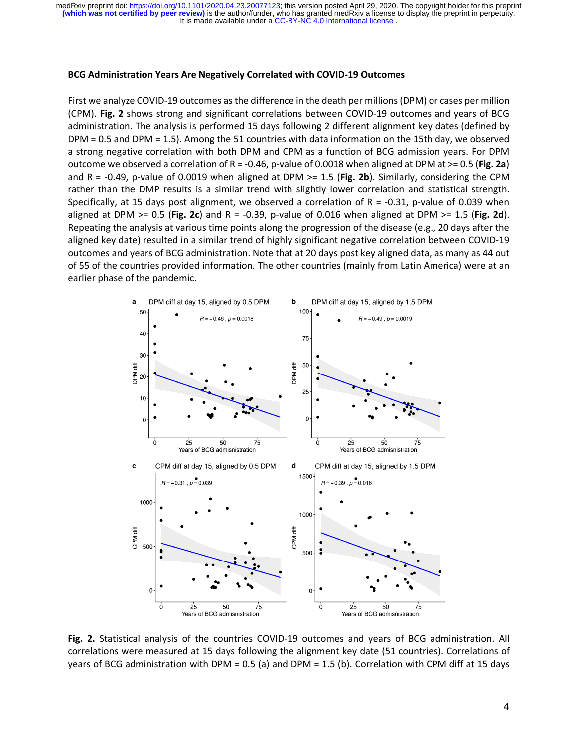### BCG Administration Years Are Negatively Correlated with COVID-19 Outcomes

First we analyze COVID-19 outcomes as the difference in the death per millions (DPM) or cases per million (CPM). **Fig. 2** shows strong and significant correlations between COVID-19 outcomes and years of BCG administration. The analysis is performed 15 days following 2 different alignment key dates (defined by DPM = 0.5 and DPM = 1.5). Among the 51 countries with data information on the 15th day, we observed a strong negative correlation with both DPM and CPM as a function of BCG admission years. For DPM outcome we observed a correlation of R = -0.46, p-value of 0.0018 when aligned at DPM at >= 0.5 (**Fig. 2a**) and R = -0.49, p-value of 0.0019 when aligned at DPM >= 1.5 (**Fig. 2b**). Similarly, considering the CPM rather than the DMP results is a similar trend with slightly lower correlation and statistical strength. Specifically, at 15 days post alignment, we observed a correlation of R = -0.31, p-value of 0.039 when aligned at DPM >= 0.5 (**Fig. 2c**) and R = -0.39, p-value of 0.016 when aligned at DPM >= 1.5 (**Fig. 2d**). Repeating the analysis at various time points along the progression of the disease (e.g., 20 days after the aligned key date) resulted in a similar trend of highly significant negative correlation between COVID-19 outcomes and years of BCG administration. Note that at 20 days post key aligned data, as many as 44 out of 55 of the countries provided information. The other countries (mainly from Latin America) were at an earlier phase of the pandemic.

**Fig. 2.** Statistical analysis of the countries COVID-19 outcomes and years of BCG administration. All correlations were measured at 15 days following the alignment key date (51 countries). Correlations of years of BCG administration with DPM = 0.5 (a) and DPM = 1.5 (b). Correlation with CPM diff at 15 days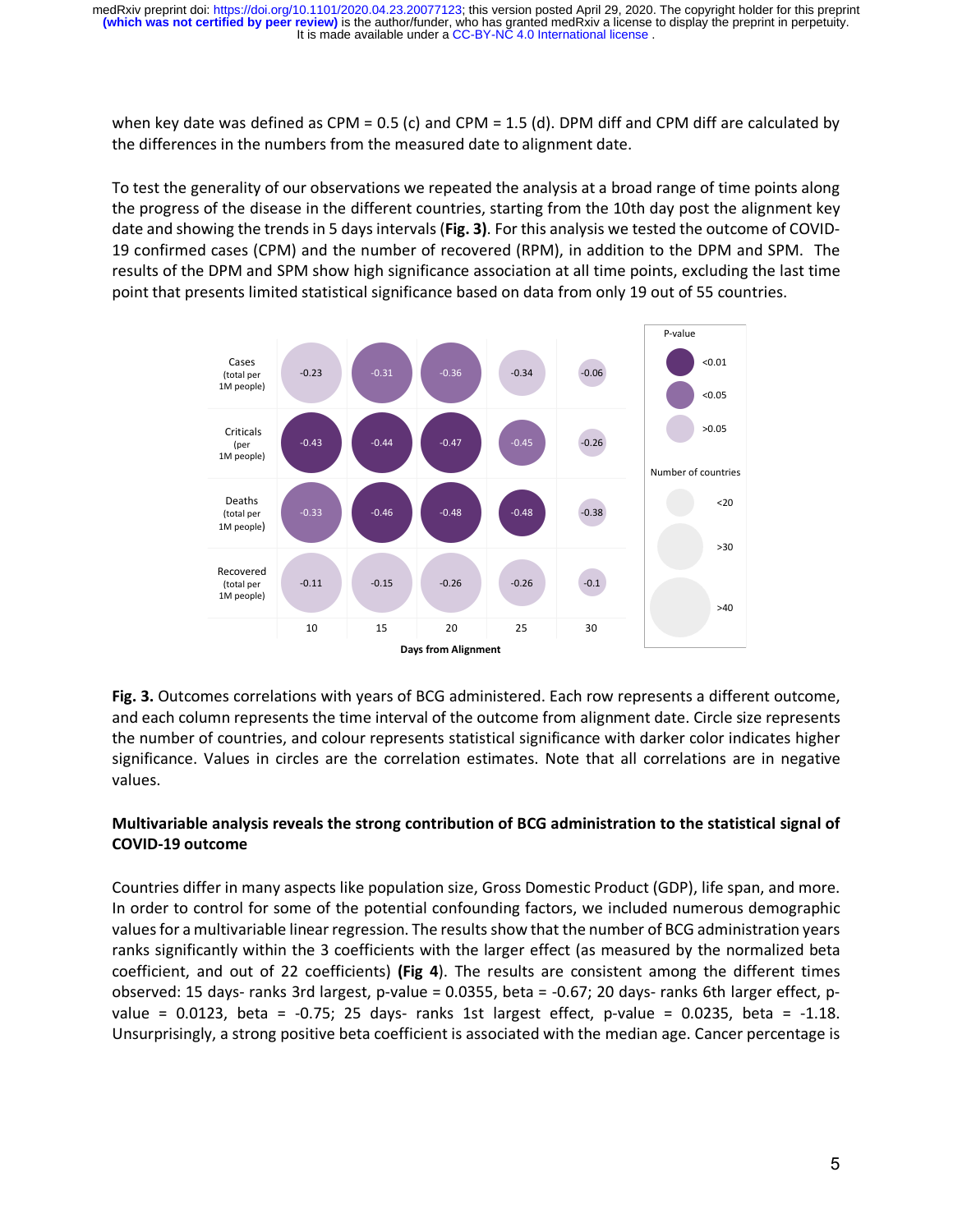when key date was defined as CPM = 0.5 (c) and CPM = 1.5 (d). DPM diff and CPM diff are calculated by the differences in the numbers from the measured date to alignment date.

To test the generality of our observations we repeated the analysis at a broad range of time points along the progress of the disease in the different countries, starting from the 10th day post the alignment key date and showing the trends in 5 days intervals (**Fig. 3)**. For this analysis we tested the outcome of COVID-19 confirmed cases (CPM) and the number of recovered (RPM), in addition to the DPM and SPM. The results of the DPM and SPM show high significance association at all time points, excluding the last time point that presents limited statistical significance based on data from only 19 out of 55 countries.

| | 10 | 15 | 20 | 25 | 30 |
|---|---|---|---|---|---|
| Cases (total per 1M people) | -0.23 | -0.31 | -0.36 | -0.34 | -0.06 |
| Criticals (per 1M people) | -0.43 | -0.44 | -0.47 | -0.45 | -0.26 |
| Deaths (total per 1M people) | -0.33 | -0.46 | -0.48 | -0.48 | -0.38 |
| Recovered (total per 1M people) | -0.11 | -0.15 | -0.26 | -0.26 | -0.1 |

Days from Alignment

P-value: <0.01, <0.05, >0.05. Number of countries: <20, >30, >40

**Fig. 3.** Outcomes correlations with years of BCG administered. Each row represents a different outcome, and each column represents the time interval of the outcome from alignment date. Circle size represents the number of countries, and colour represents statistical significance with darker color indicates higher significance. Values in circles are the correlation estimates. Note that all correlations are in negative values.

**Multivariable analysis reveals the strong contribution of BCG administration to the statistical signal of COVID-19 outcome**

Countries differ in many aspects like population size, Gross Domestic Product (GDP), life span, and more. In order to control for some of the potential confounding factors, we included numerous demographic values for a multivariable linear regression. The results show that the number of BCG administration years ranks significantly within the 3 coefficients with the larger effect (as measured by the normalized beta coefficient, and out of 22 coefficients) **(Fig 4**). The results are consistent among the different times observed: 15 days- ranks 3rd largest, p-value = 0.0355, beta = -0.67; 20 days- ranks 6th larger effect, p-value = 0.0123, beta = -0.75; 25 days- ranks 1st largest effect, p-value = 0.0235, beta = -1.18. Unsurprisingly, a strong positive beta coefficient is associated with the median age. Cancer percentage is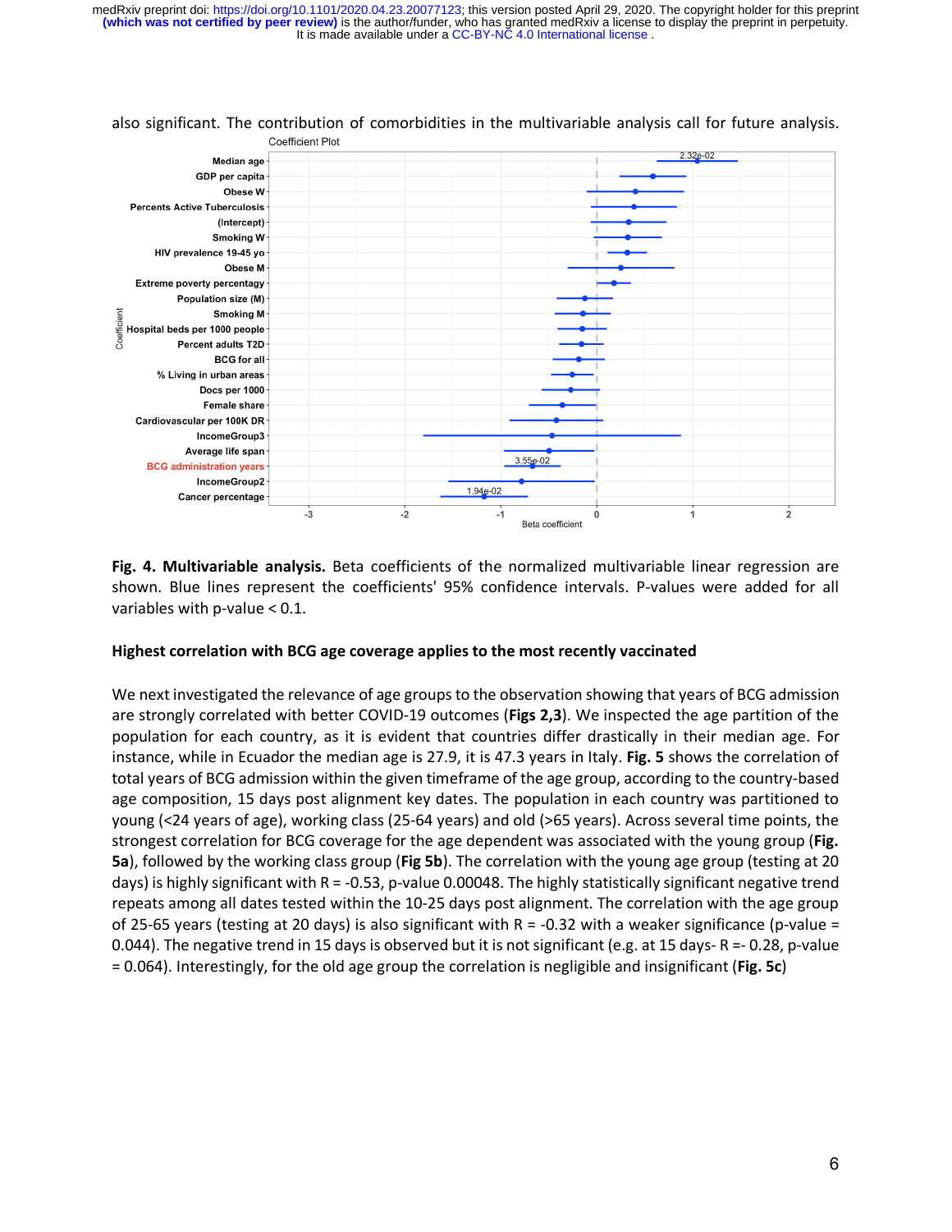also significant. The contribution of comorbidities in the multivariable analysis call for future analysis.

**Fig. 4. Multivariable analysis.** Beta coefficients of the normalized multivariable linear regression are shown. Blue lines represent the coefficients' 95% confidence intervals. P-values were added for all variables with p-value < 0.1.

## Highest correlation with BCG age coverage applies to the most recently vaccinated

We next investigated the relevance of age groups to the observation showing that years of BCG admission are strongly correlated with better COVID-19 outcomes (**Figs 2,3**). We inspected the age partition of the population for each country, as it is evident that countries differ drastically in their median age. For instance, while in Ecuador the median age is 27.9, it is 47.3 years in Italy. **Fig. 5** shows the correlation of total years of BCG admission within the given timeframe of the age group, according to the country-based age composition, 15 days post alignment key dates. The population in each country was partitioned to young (<24 years of age), working class (25-64 years) and old (>65 years). Across several time points, the strongest correlation for BCG coverage for the age dependent was associated with the young group (**Fig. 5a**), followed by the working class group (**Fig 5b**). The correlation with the young age group (testing at 20 days) is highly significant with R = -0.53, p-value 0.00048. The highly statistically significant negative trend repeats among all dates tested within the 10-25 days post alignment. The correlation with the age group of 25-65 years (testing at 20 days) is also significant with R = -0.32 with a weaker significance (p-value = 0.044). The negative trend in 15 days is observed but it is not significant (e.g. at 15 days- R =- 0.28, p-value = 0.064). Interestingly, for the old age group the correlation is negligible and insignificant (**Fig. 5c**)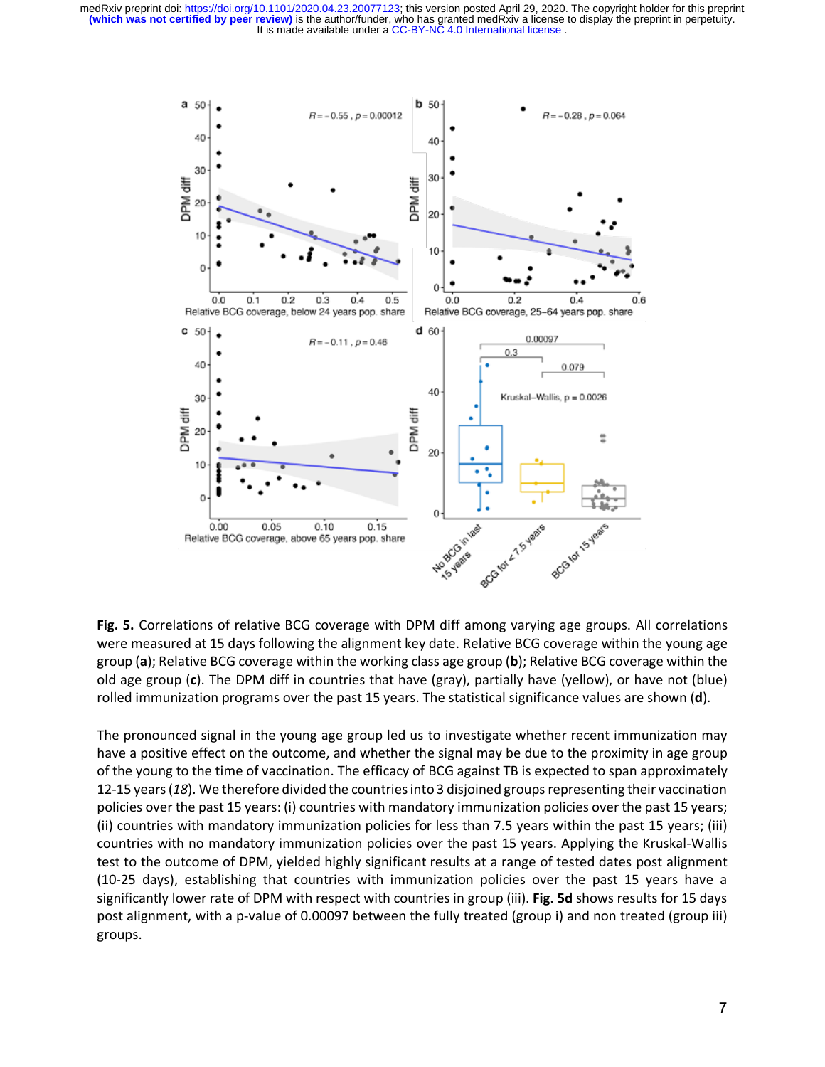**Fig. 5.** Correlations of relative BCG coverage with DPM diff among varying age groups. All correlations were measured at 15 days following the alignment key date. Relative BCG coverage within the young age group (**a**); Relative BCG coverage within the working class age group (**b**); Relative BCG coverage within the old age group (**c**). The DPM diff in countries that have (gray), partially have (yellow), or have not (blue) rolled immunization programs over the past 15 years. The statistical significance values are shown (**d**).

The pronounced signal in the young age group led us to investigate whether recent immunization may have a positive effect on the outcome, and whether the signal may be due to the proximity in age group of the young to the time of vaccination. The efficacy of BCG against TB is expected to span approximately 12-15 years (*18*). We therefore divided the countries into 3 disjoined groups representing their vaccination policies over the past 15 years: (i) countries with mandatory immunization policies over the past 15 years; (ii) countries with mandatory immunization policies for less than 7.5 years within the past 15 years; (iii) countries with no mandatory immunization policies over the past 15 years. Applying the Kruskal-Wallis test to the outcome of DPM, yielded highly significant results at a range of tested dates post alignment (10-25 days), establishing that countries with immunization policies over the past 15 years have a significantly lower rate of DPM with respect with countries in group (iii). **Fig. 5d** shows results for 15 days post alignment, with a p-value of 0.00097 between the fully treated (group i) and non treated (group iii) groups.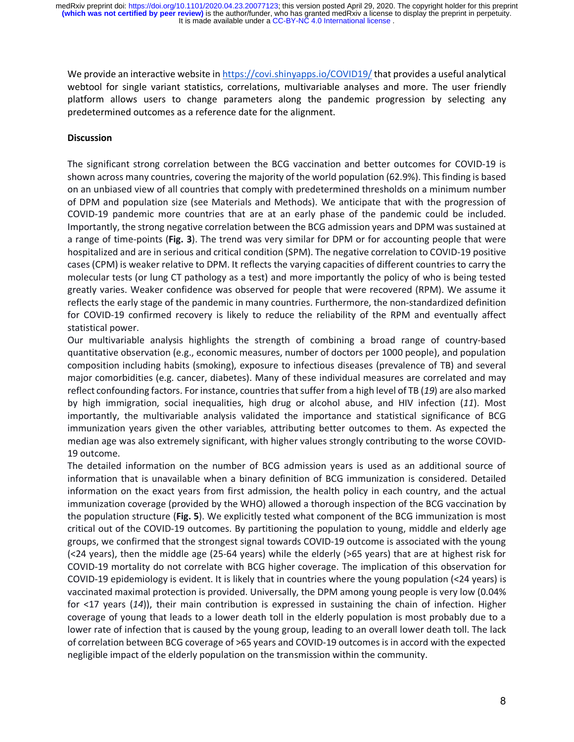We provide an interactive website in https://covi.shinyapps.io/COVID19/ that provides a useful analytical webtool for single variant statistics, correlations, multivariable analyses and more. The user friendly platform allows users to change parameters along the pandemic progression by selecting any predetermined outcomes as a reference date for the alignment.

**Discussion**

The significant strong correlation between the BCG vaccination and better outcomes for COVID-19 is shown across many countries, covering the majority of the world population (62.9%). This finding is based on an unbiased view of all countries that comply with predetermined thresholds on a minimum number of DPM and population size (see Materials and Methods). We anticipate that with the progression of COVID-19 pandemic more countries that are at an early phase of the pandemic could be included. Importantly, the strong negative correlation between the BCG admission years and DPM was sustained at a range of time-points (**Fig. 3**). The trend was very similar for DPM or for accounting people that were hospitalized and are in serious and critical condition (SPM). The negative correlation to COVID-19 positive cases (CPM) is weaker relative to DPM. It reflects the varying capacities of different countries to carry the molecular tests (or lung CT pathology as a test) and more importantly the policy of who is being tested greatly varies. Weaker confidence was observed for people that were recovered (RPM). We assume it reflects the early stage of the pandemic in many countries. Furthermore, the non-standardized definition for COVID-19 confirmed recovery is likely to reduce the reliability of the RPM and eventually affect statistical power.

Our multivariable analysis highlights the strength of combining a broad range of country-based quantitative observation (e.g., economic measures, number of doctors per 1000 people), and population composition including habits (smoking), exposure to infectious diseases (prevalence of TB) and several major comorbidities (e.g. cancer, diabetes). Many of these individual measures are correlated and may reflect confounding factors. For instance, countries that suffer from a high level of TB (*19*) are also marked by high immigration, social inequalities, high drug or alcohol abuse, and HIV infection (*11*). Most importantly, the multivariable analysis validated the importance and statistical significance of BCG immunization years given the other variables, attributing better outcomes to them. As expected the median age was also extremely significant, with higher values strongly contributing to the worse COVID-19 outcome.

The detailed information on the number of BCG admission years is used as an additional source of information that is unavailable when a binary definition of BCG immunization is considered. Detailed information on the exact years from first admission, the health policy in each country, and the actual immunization coverage (provided by the WHO) allowed a thorough inspection of the BCG vaccination by the population structure (**Fig. 5**). We explicitly tested what component of the BCG immunization is most critical out of the COVID-19 outcomes. By partitioning the population to young, middle and elderly age groups, we confirmed that the strongest signal towards COVID-19 outcome is associated with the young (<24 years), then the middle age (25-64 years) while the elderly (>65 years) that are at highest risk for COVID-19 mortality do not correlate with BCG higher coverage. The implication of this observation for COVID-19 epidemiology is evident. It is likely that in countries where the young population (<24 years) is vaccinated maximal protection is provided. Universally, the DPM among young people is very low (0.04% for <17 years (*14*)), their main contribution is expressed in sustaining the chain of infection. Higher coverage of young that leads to a lower death toll in the elderly population is most probably due to a lower rate of infection that is caused by the young group, leading to an overall lower death toll. The lack of correlation between BCG coverage of >65 years and COVID-19 outcomes is in accord with the expected negligible impact of the elderly population on the transmission within the community.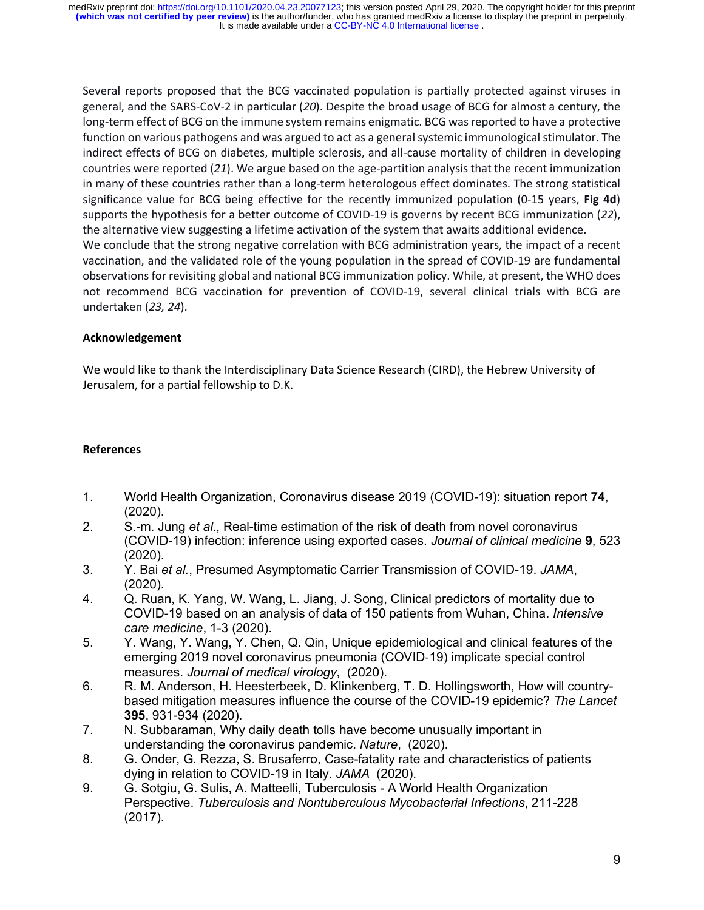Several reports proposed that the BCG vaccinated population is partially protected against viruses in general, and the SARS-CoV-2 in particular (*20*). Despite the broad usage of BCG for almost a century, the long-term effect of BCG on the immune system remains enigmatic. BCG was reported to have a protective function on various pathogens and was argued to act as a general systemic immunological stimulator. The indirect effects of BCG on diabetes, multiple sclerosis, and all-cause mortality of children in developing countries were reported (*21*). We argue based on the age-partition analysis that the recent immunization in many of these countries rather than a long-term heterologous effect dominates. The strong statistical significance value for BCG being effective for the recently immunized population (0-15 years, **Fig 4d**) supports the hypothesis for a better outcome of COVID-19 is governs by recent BCG immunization (*22*), the alternative view suggesting a lifetime activation of the system that awaits additional evidence.

We conclude that the strong negative correlation with BCG administration years, the impact of a recent vaccination, and the validated role of the young population in the spread of COVID-19 are fundamental observations for revisiting global and national BCG immunization policy. While, at present, the WHO does not recommend BCG vaccination for prevention of COVID-19, several clinical trials with BCG are undertaken (*23, 24*).

## Acknowledgement

We would like to thank the Interdisciplinary Data Science Research (CIRD), the Hebrew University of Jerusalem, for a partial fellowship to D.K.

## References

1. World Health Organization, Coronavirus disease 2019 (COVID-19): situation report **74**, (2020).
2. S.-m. Jung *et al.*, Real-time estimation of the risk of death from novel coronavirus (COVID-19) infection: inference using exported cases. *Journal of clinical medicine* **9**, 523 (2020).
3. Y. Bai *et al.*, Presumed Asymptomatic Carrier Transmission of COVID-19. *JAMA*, (2020).
4. Q. Ruan, K. Yang, W. Wang, L. Jiang, J. Song, Clinical predictors of mortality due to COVID-19 based on an analysis of data of 150 patients from Wuhan, China. *Intensive care medicine*, 1-3 (2020).
5. Y. Wang, Y. Wang, Y. Chen, Q. Qin, Unique epidemiological and clinical features of the emerging 2019 novel coronavirus pneumonia (COVID-19) implicate special control measures. *Journal of medical virology*, (2020).
6. R. M. Anderson, H. Heesterbeek, D. Klinkenberg, T. D. Hollingsworth, How will country-based mitigation measures influence the course of the COVID-19 epidemic? *The Lancet* **395**, 931-934 (2020).
7. N. Subbaraman, Why daily death tolls have become unusually important in understanding the coronavirus pandemic. *Nature*, (2020).
8. G. Onder, G. Rezza, S. Brusaferro, Case-fatality rate and characteristics of patients dying in relation to COVID-19 in Italy. *JAMA* (2020).
9. G. Sotgiu, G. Sulis, A. Matteelli, Tuberculosis - A World Health Organization Perspective. *Tuberculosis and Nontuberculous Mycobacterial Infections*, 211-228 (2017).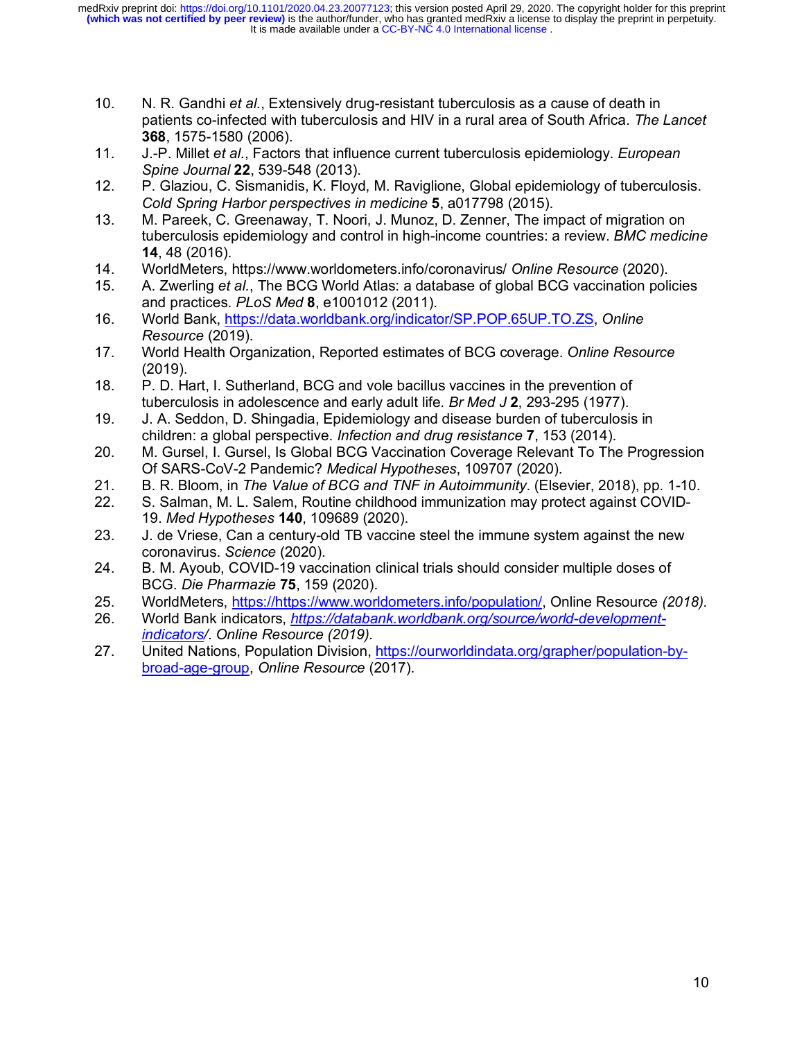10. N. R. Gandhi *et al.*, Extensively drug-resistant tuberculosis as a cause of death in patients co-infected with tuberculosis and HIV in a rural area of South Africa. *The Lancet* **368**, 1575-1580 (2006).
11. J.-P. Millet *et al.*, Factors that influence current tuberculosis epidemiology. *European Spine Journal* **22**, 539-548 (2013).
12. P. Glaziou, C. Sismanidis, K. Floyd, M. Raviglione, Global epidemiology of tuberculosis. *Cold Spring Harbor perspectives in medicine* **5**, a017798 (2015).
13. M. Pareek, C. Greenaway, T. Noori, J. Munoz, D. Zenner, The impact of migration on tuberculosis epidemiology and control in high-income countries: a review. *BMC medicine* **14**, 48 (2016).
14. WorldMeters, https://www.worldometers.info/coronavirus/ *Online Resource* (2020).
15. A. Zwerling *et al.*, The BCG World Atlas: a database of global BCG vaccination policies and practices. *PLoS Med* **8**, e1001012 (2011).
16. World Bank, https://data.worldbank.org/indicator/SP.POP.65UP.TO.ZS, *Online Resource* (2019).
17. World Health Organization, Reported estimates of BCG coverage. *Online Resource* (2019).
18. P. D. Hart, I. Sutherland, BCG and vole bacillus vaccines in the prevention of tuberculosis in adolescence and early adult life. *Br Med J* **2**, 293-295 (1977).
19. J. A. Seddon, D. Shingadia, Epidemiology and disease burden of tuberculosis in children: a global perspective. *Infection and drug resistance* **7**, 153 (2014).
20. M. Gursel, I. Gursel, Is Global BCG Vaccination Coverage Relevant To The Progression Of SARS-CoV-2 Pandemic? *Medical Hypotheses*, 109707 (2020).
21. B. R. Bloom, in *The Value of BCG and TNF in Autoimmunity*. (Elsevier, 2018), pp. 1-10.
22. S. Salman, M. L. Salem, Routine childhood immunization may protect against COVID-19. *Med Hypotheses* **140**, 109689 (2020).
23. J. de Vriese, Can a century-old TB vaccine steel the immune system against the new coronavirus. *Science* (2020).
24. B. M. Ayoub, COVID-19 vaccination clinical trials should consider multiple doses of BCG. *Die Pharmazie* **75**, 159 (2020).
25. WorldMeters, https://https://www.worldometers.info/population/, Online Resource *(2018).*
26. World Bank indicators, *https://databank.worldbank.org/source/world-development-indicators/. Online Resource (2019).*
27. United Nations, Population Division, https://ourworldindata.org/grapher/population-by-broad-age-group, *Online Resource* (2017).